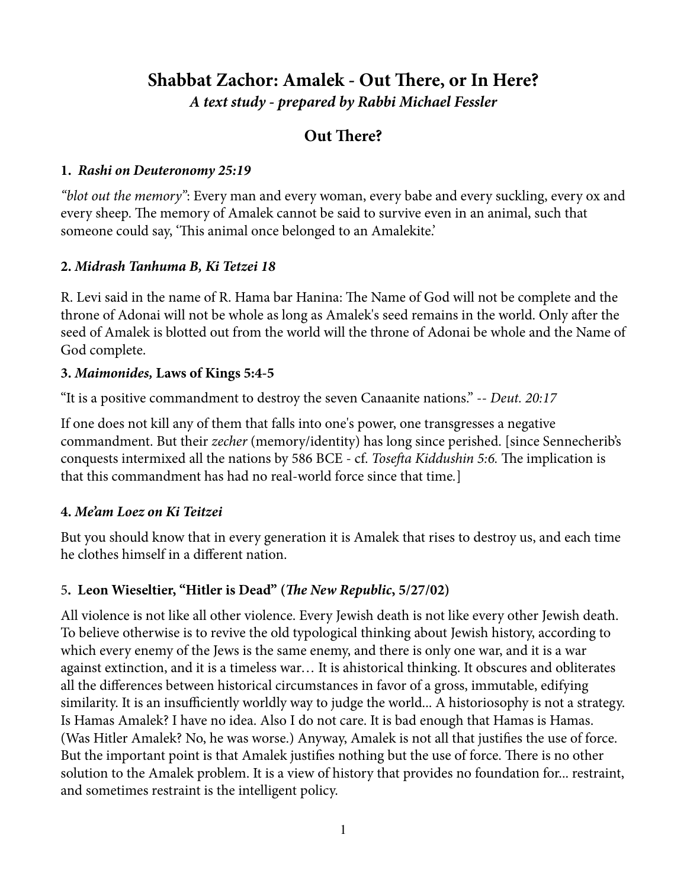# Shabbat Zachor: Amalek - Out There, or In Here?

***A text study - prepared by Rabbi Michael Fessler***

## Out There?

### 1. *Rashi on Deuteronomy 25:19*

*"blot out the memory"*: Every man and every woman, every babe and every suckling, every ox and every sheep. The memory of Amalek cannot be said to survive even in an animal, such that someone could say, 'This animal once belonged to an Amalekite.'

### 2. *Midrash Tanhuma B, Ki Tetzei 18*

R. Levi said in the name of R. Hama bar Hanina: The Name of God will not be complete and the throne of Adonai will not be whole as long as Amalek's seed remains in the world. Only after the seed of Amalek is blotted out from the world will the throne of Adonai be whole and the Name of God complete.

### 3. *Maimonides,* Laws of Kings 5:4-5

"It is a positive commandment to destroy the seven Canaanite nations." -- *Deut. 20:17*

If one does not kill any of them that falls into one's power, one transgresses a negative commandment. But their *zecher* (memory/identity) has long since perished. [since Sennecherib's conquests intermixed all the nations by 586 BCE - cf. *Tosefta Kiddushin 5:6.* The implication is that this commandment has had no real-world force since that time.]

### 4. *Me'am Loez on Ki Teitzei*

But you should know that in every generation it is Amalek that rises to destroy us, and each time he clothes himself in a different nation.

### 5. Leon Wieseltier, "Hitler is Dead" (*The New Republic*, 5/27/02)

All violence is not like all other violence. Every Jewish death is not like every other Jewish death. To believe otherwise is to revive the old typological thinking about Jewish history, according to which every enemy of the Jews is the same enemy, and there is only one war, and it is a war against extinction, and it is a timeless war… It is ahistorical thinking. It obscures and obliterates all the differences between historical circumstances in favor of a gross, immutable, edifying similarity. It is an insufficiently worldly way to judge the world... A historiosophy is not a strategy. Is Hamas Amalek? I have no idea. Also I do not care. It is bad enough that Hamas is Hamas. (Was Hitler Amalek? No, he was worse.) Anyway, Amalek is not all that justifies the use of force. But the important point is that Amalek justifies nothing but the use of force. There is no other solution to the Amalek problem. It is a view of history that provides no foundation for... restraint, and sometimes restraint is the intelligent policy.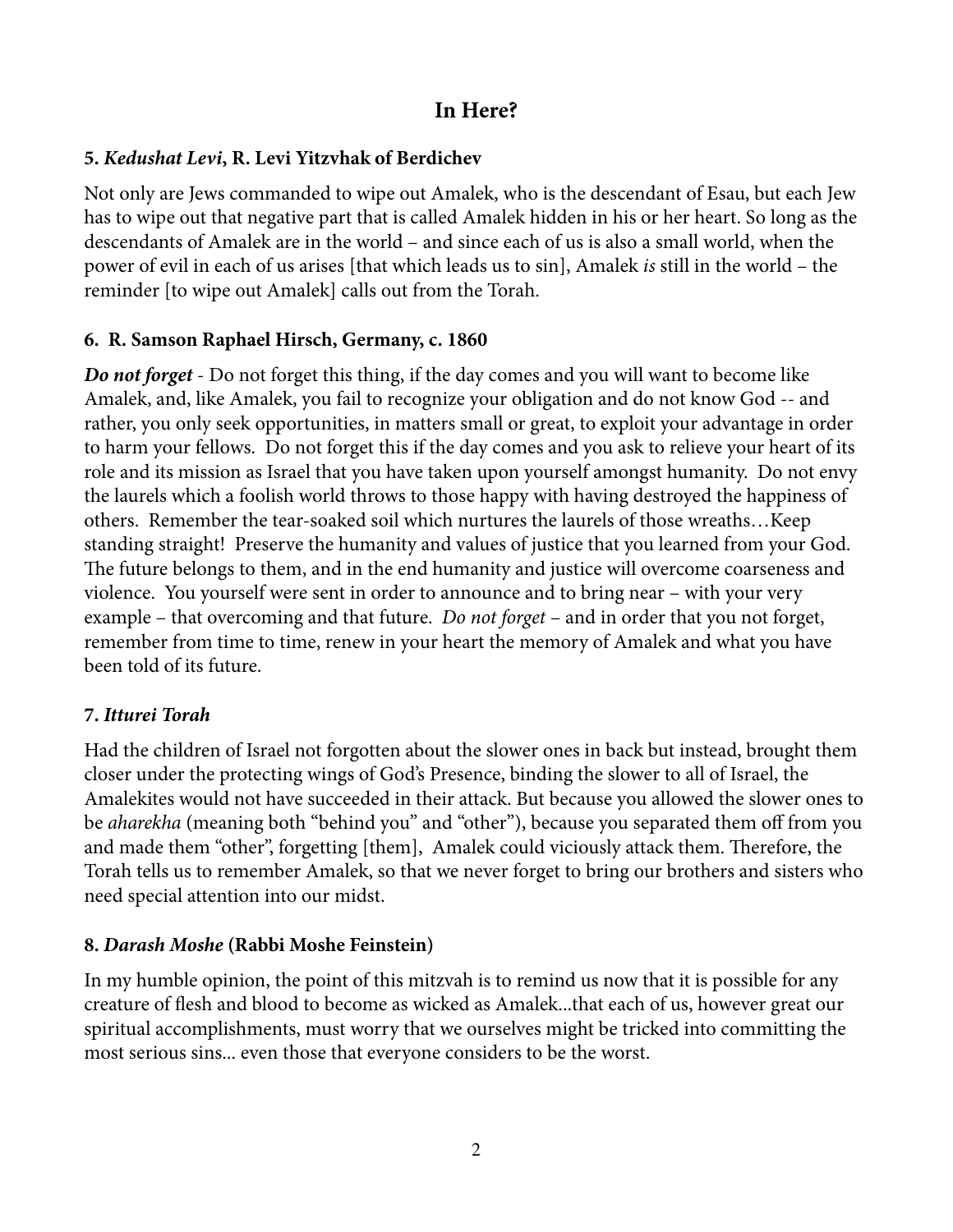## In Here?

### 5. *Kedushat Levi*, R. Levi Yitzvhak of Berdichev

Not only are Jews commanded to wipe out Amalek, who is the descendant of Esau, but each Jew has to wipe out that negative part that is called Amalek hidden in his or her heart. So long as the descendants of Amalek are in the world – and since each of us is also a small world, when the power of evil in each of us arises [that which leads us to sin], Amalek *is* still in the world – the reminder [to wipe out Amalek] calls out from the Torah.

### 6. R. Samson Raphael Hirsch, Germany, c. 1860

***Do not forget*** - Do not forget this thing, if the day comes and you will want to become like Amalek, and, like Amalek, you fail to recognize your obligation and do not know God -- and rather, you only seek opportunities, in matters small or great, to exploit your advantage in order to harm your fellows. Do not forget this if the day comes and you ask to relieve your heart of its role and its mission as Israel that you have taken upon yourself amongst humanity. Do not envy the laurels which a foolish world throws to those happy with having destroyed the happiness of others. Remember the tear-soaked soil which nurtures the laurels of those wreaths…Keep standing straight! Preserve the humanity and values of justice that you learned from your God. The future belongs to them, and in the end humanity and justice will overcome coarseness and violence. You yourself were sent in order to announce and to bring near – with your very example – that overcoming and that future. *Do not forget* – and in order that you not forget, remember from time to time, renew in your heart the memory of Amalek and what you have been told of its future.

### 7. *Itturei Torah*

Had the children of Israel not forgotten about the slower ones in back but instead, brought them closer under the protecting wings of God's Presence, binding the slower to all of Israel, the Amalekites would not have succeeded in their attack. But because you allowed the slower ones to be *aharekha* (meaning both "behind you" and "other"), because you separated them off from you and made them "other", forgetting [them], Amalek could viciously attack them. Therefore, the Torah tells us to remember Amalek, so that we never forget to bring our brothers and sisters who need special attention into our midst.

### 8. *Darash Moshe* (Rabbi Moshe Feinstein)

In my humble opinion, the point of this mitzvah is to remind us now that it is possible for any creature of flesh and blood to become as wicked as Amalek...that each of us, however great our spiritual accomplishments, must worry that we ourselves might be tricked into committing the most serious sins... even those that everyone considers to be the worst.